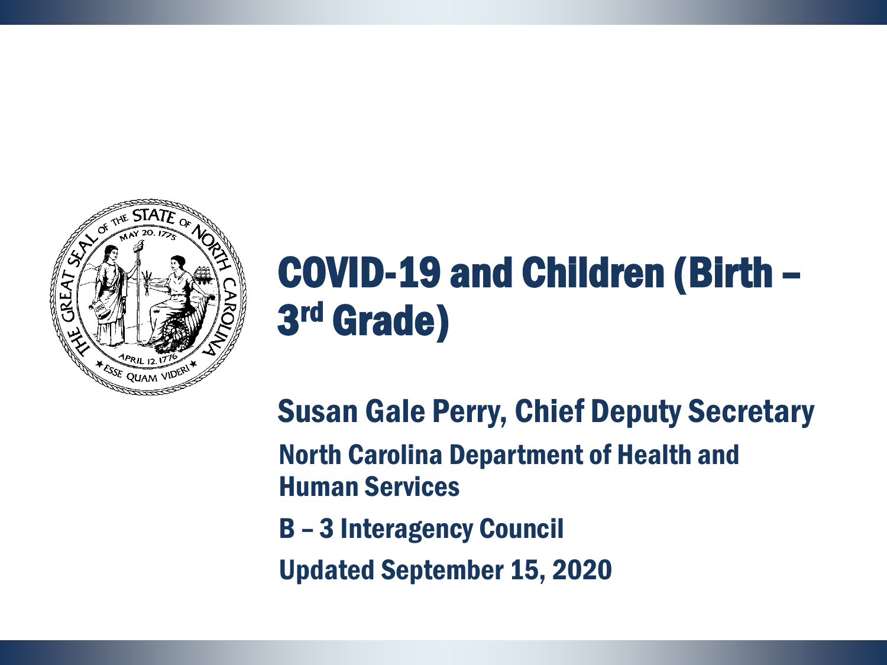# COVID-19 and Children (Birth – 3rd Grade)

**Susan Gale Perry, Chief Deputy Secretary**

**North Carolina Department of Health and Human Services**

**B – 3 Interagency Council**

**Updated September 15, 2020**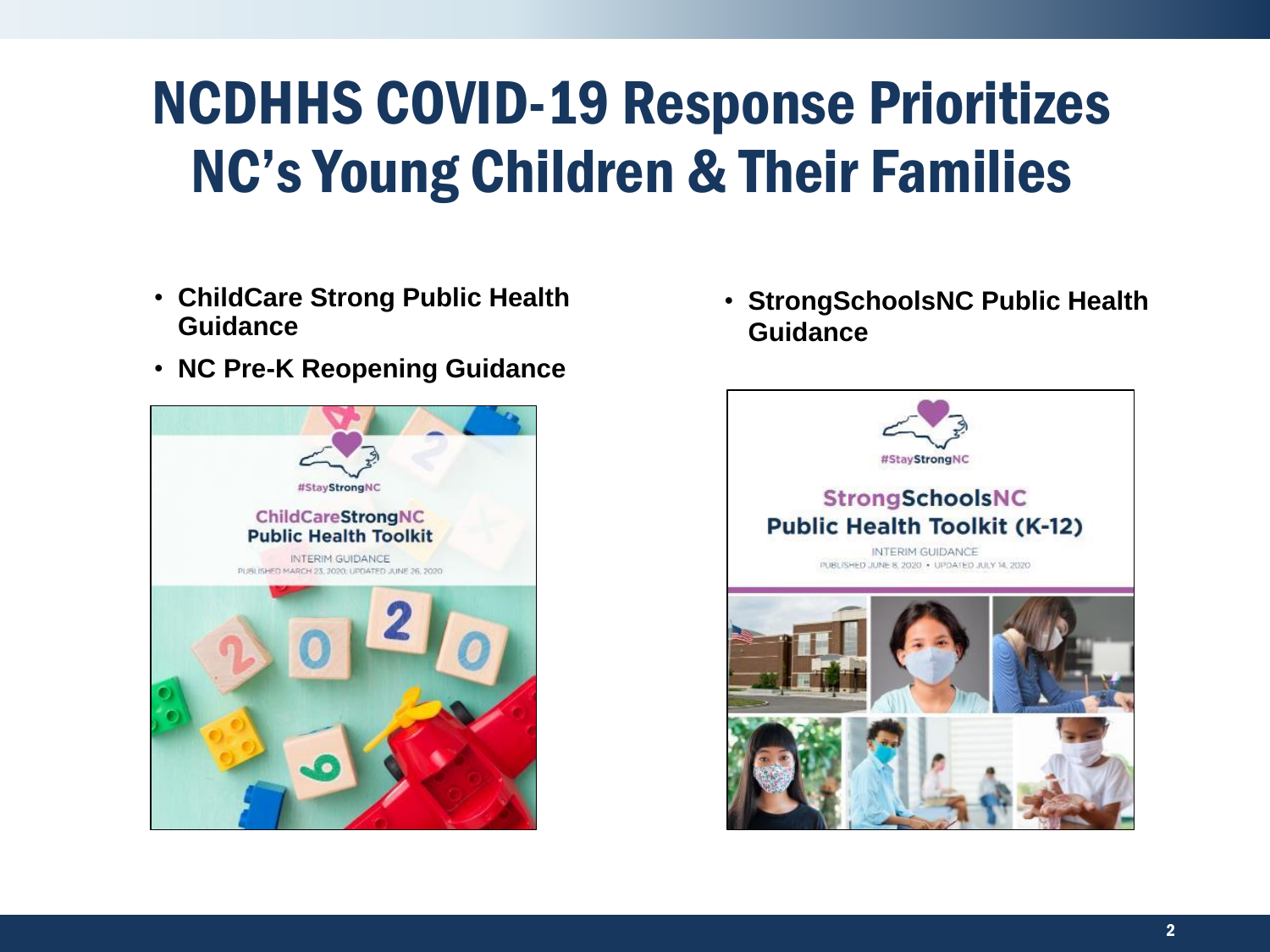# NCDHHS COVID-19 Response Prioritizes NC's Young Children & Their Families

- **ChildCare Strong Public Health Guidance**
- **NC Pre-K Reopening Guidance**
- **StrongSchoolsNC Public Health Guidance**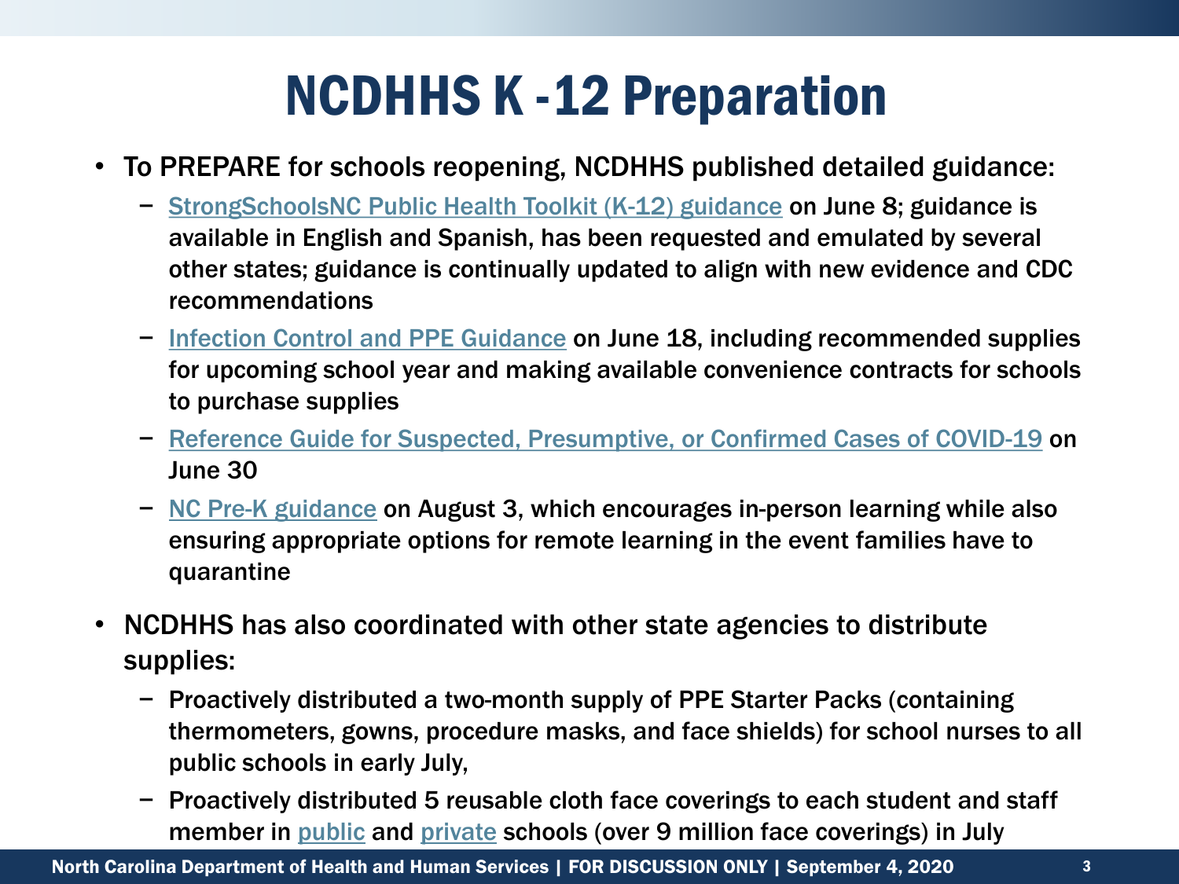# NCDHHS K -12 Preparation

- To PREPARE for schools reopening, NCDHHS published detailed guidance:
  - StrongSchoolsNC Public Health Toolkit (K-12) guidance on June 8; guidance is available in English and Spanish, has been requested and emulated by several other states; guidance is continually updated to align with new evidence and CDC recommendations
  - Infection Control and PPE Guidance on June 18, including recommended supplies for upcoming school year and making available convenience contracts for schools to purchase supplies
  - Reference Guide for Suspected, Presumptive, or Confirmed Cases of COVID-19 on June 30
  - NC Pre-K guidance on August 3, which encourages in-person learning while also ensuring appropriate options for remote learning in the event families have to quarantine
- NCDHHS has also coordinated with other state agencies to distribute supplies:
  - Proactively distributed a two-month supply of PPE Starter Packs (containing thermometers, gowns, procedure masks, and face shields) for school nurses to all public schools in early July,
  - Proactively distributed 5 reusable cloth face coverings to each student and staff member in public and private schools (over 9 million face coverings) in July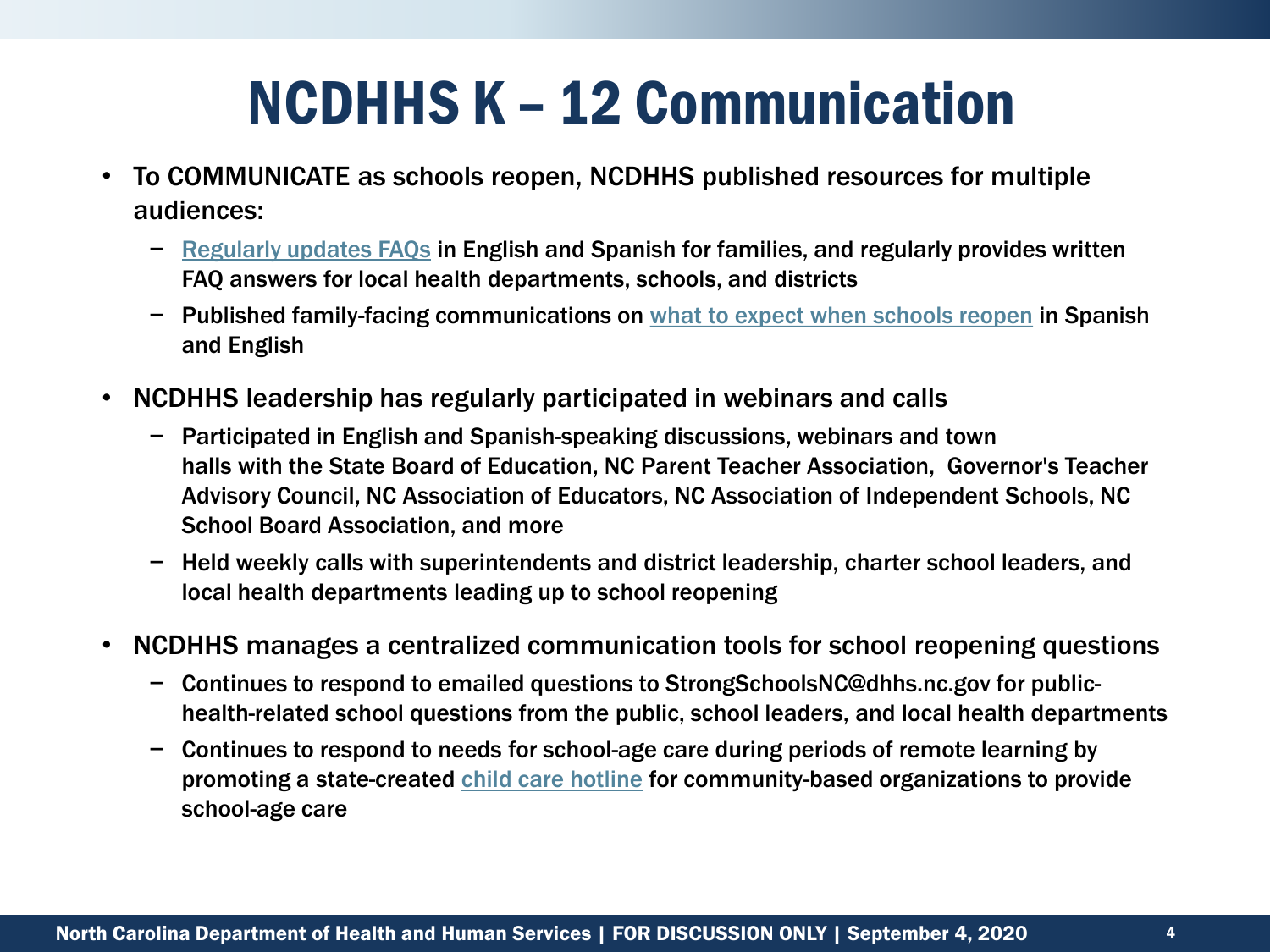# NCDHHS K – 12 Communication

- To COMMUNICATE as schools reopen, NCDHHS published resources for multiple audiences:
  - Regularly updates FAQs in English and Spanish for families, and regularly provides written FAQ answers for local health departments, schools, and districts
  - Published family-facing communications on what to expect when schools reopen in Spanish and English
- NCDHHS leadership has regularly participated in webinars and calls
  - Participated in English and Spanish-speaking discussions, webinars and town halls with the State Board of Education, NC Parent Teacher Association, Governor's Teacher Advisory Council, NC Association of Educators, NC Association of Independent Schools, NC School Board Association, and more
  - Held weekly calls with superintendents and district leadership, charter school leaders, and local health departments leading up to school reopening
- NCDHHS manages a centralized communication tools for school reopening questions
  - Continues to respond to emailed questions to StrongSchoolsNC@dhhs.nc.gov for public-health-related school questions from the public, school leaders, and local health departments
  - Continues to respond to needs for school-age care during periods of remote learning by promoting a state-created child care hotline for community-based organizations to provide school-age care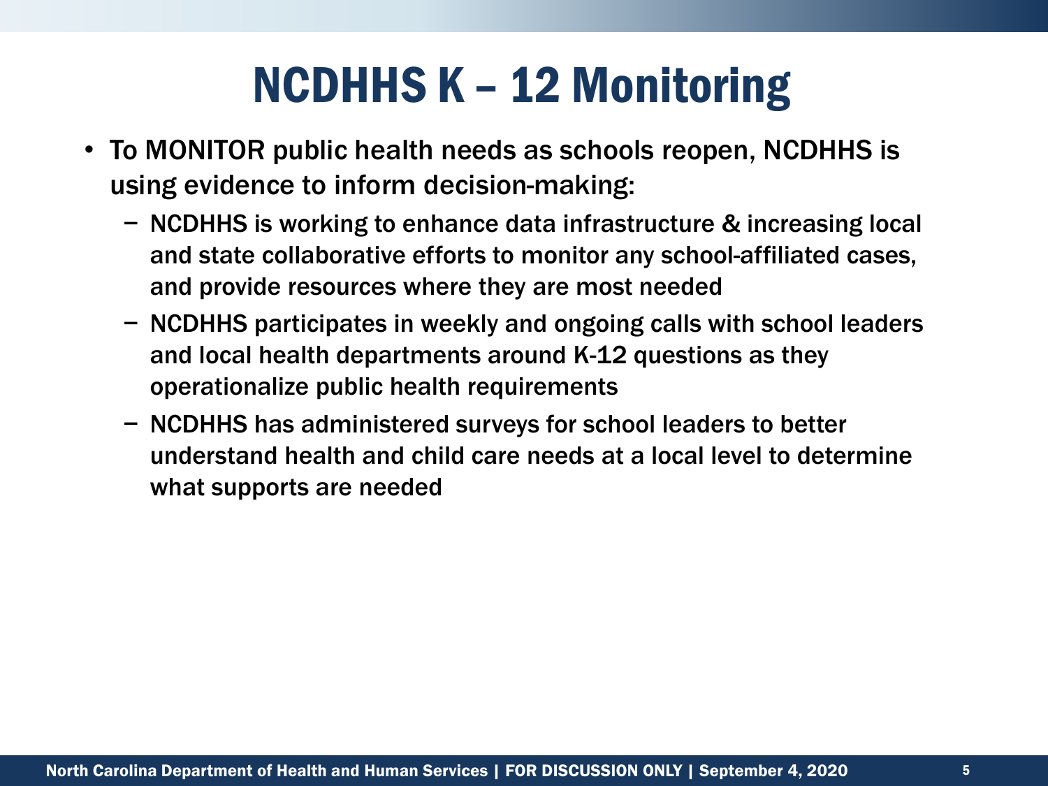# NCDHHS K – 12 Monitoring

- To MONITOR public health needs as schools reopen, NCDHHS is using evidence to inform decision-making:
  - NCDHHS is working to enhance data infrastructure & increasing local and state collaborative efforts to monitor any school-affiliated cases, and provide resources where they are most needed
  - NCDHHS participates in weekly and ongoing calls with school leaders and local health departments around K-12 questions as they operationalize public health requirements
  - NCDHHS has administered surveys for school leaders to better understand health and child care needs at a local level to determine what supports are needed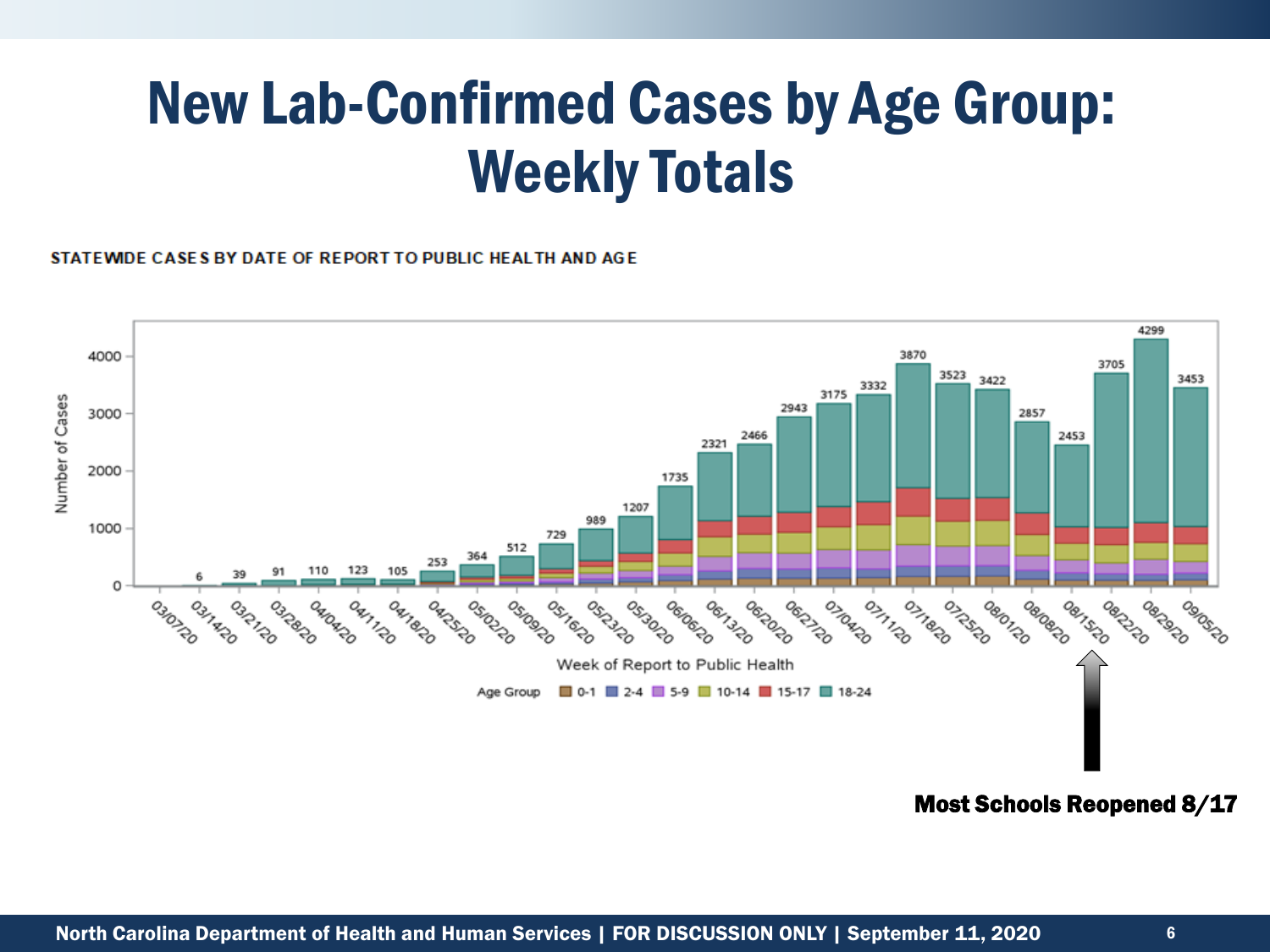# New Lab-Confirmed Cases by Age Group: Weekly Totals

**STATEWIDE CASES BY DATE OF REPORT TO PUBLIC HEALTH AND AGE**

| Week of Report to Public Health | Number of Cases |
| --- | --- |
| 03/07/20 | |
| 03/14/20 | 6 |
| 03/21/20 | 39 |
| 03/28/20 | 91 |
| 04/04/20 | 110 |
| 04/11/20 | 123 |
| 04/18/20 | 105 |
| 04/25/20 | 253 |
| 05/02/20 | 364 |
| 05/09/20 | 512 |
| 05/16/20 | 729 |
| 05/23/20 | 989 |
| 05/30/20 | 1207 |
| 06/06/20 | 1735 |
| 06/13/20 | 2321 |
| 06/20/20 | 2466 |
| 06/27/20 | 2943 |
| 07/04/20 | 3175 |
| 07/11/20 | 3332 |
| 07/18/20 | 3870 |
| 07/25/20 | 3523 |
| 08/01/20 | 3422 |
| 08/08/20 | 2857 |
| 08/15/20 | 2453 |
| 08/22/20 | 3705 |
| 08/29/20 | 4299 |
| 09/05/20 | 3453 |

Age Group: 0-1, 2-4, 5-9, 10-14, 15-17, 18-24

**Most Schools Reopened 8/17**

North Carolina Department of Health and Human Services | FOR DISCUSSION ONLY | September 11, 2020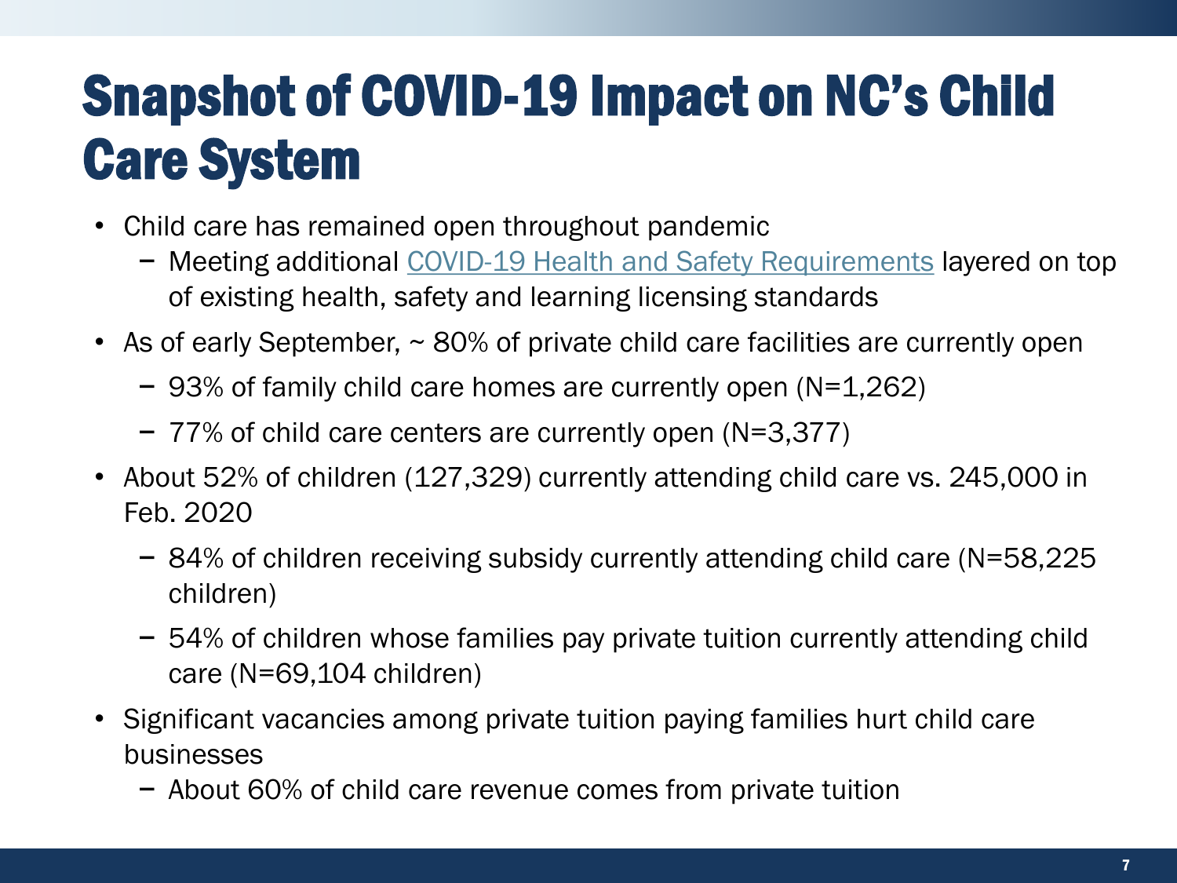# Snapshot of COVID-19 Impact on NC's Child Care System

- Child care has remained open throughout pandemic
  - Meeting additional COVID-19 Health and Safety Requirements layered on top of existing health, safety and learning licensing standards
- As of early September, ~ 80% of private child care facilities are currently open
  - 93% of family child care homes are currently open (N=1,262)
  - 77% of child care centers are currently open (N=3,377)
- About 52% of children (127,329) currently attending child care vs. 245,000 in Feb. 2020
  - 84% of children receiving subsidy currently attending child care (N=58,225 children)
  - 54% of children whose families pay private tuition currently attending child care (N=69,104 children)
- Significant vacancies among private tuition paying families hurt child care businesses
  - About 60% of child care revenue comes from private tuition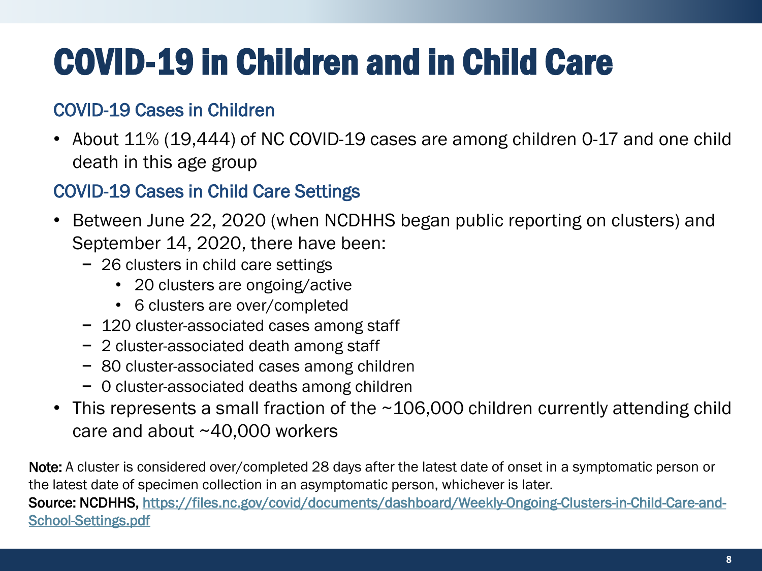# COVID-19 in Children and in Child Care

## COVID-19 Cases in Children

- About 11% (19,444) of NC COVID-19 cases are among children 0-17 and one child death in this age group

## COVID-19 Cases in Child Care Settings

- Between June 22, 2020 (when NCDHHS began public reporting on clusters) and September 14, 2020, there have been:
  - 26 clusters in child care settings
    - 20 clusters are ongoing/active
    - 6 clusters are over/completed
  - 120 cluster-associated cases among staff
  - 2 cluster-associated death among staff
  - 80 cluster-associated cases among children
  - 0 cluster-associated deaths among children
- This represents a small fraction of the ~106,000 children currently attending child care and about ~40,000 workers

**Note:** A cluster is considered over/completed 28 days after the latest date of onset in a symptomatic person or the latest date of specimen collection in an asymptomatic person, whichever is later.

**Source: NCDHHS,** [https://files.nc.gov/covid/documents/dashboard/Weekly-Ongoing-Clusters-in-Child-Care-and-School-Settings.pdf](https://files.nc.gov/covid/documents/dashboard/Weekly-Ongoing-Clusters-in-Child-Care-and-School-Settings.pdf)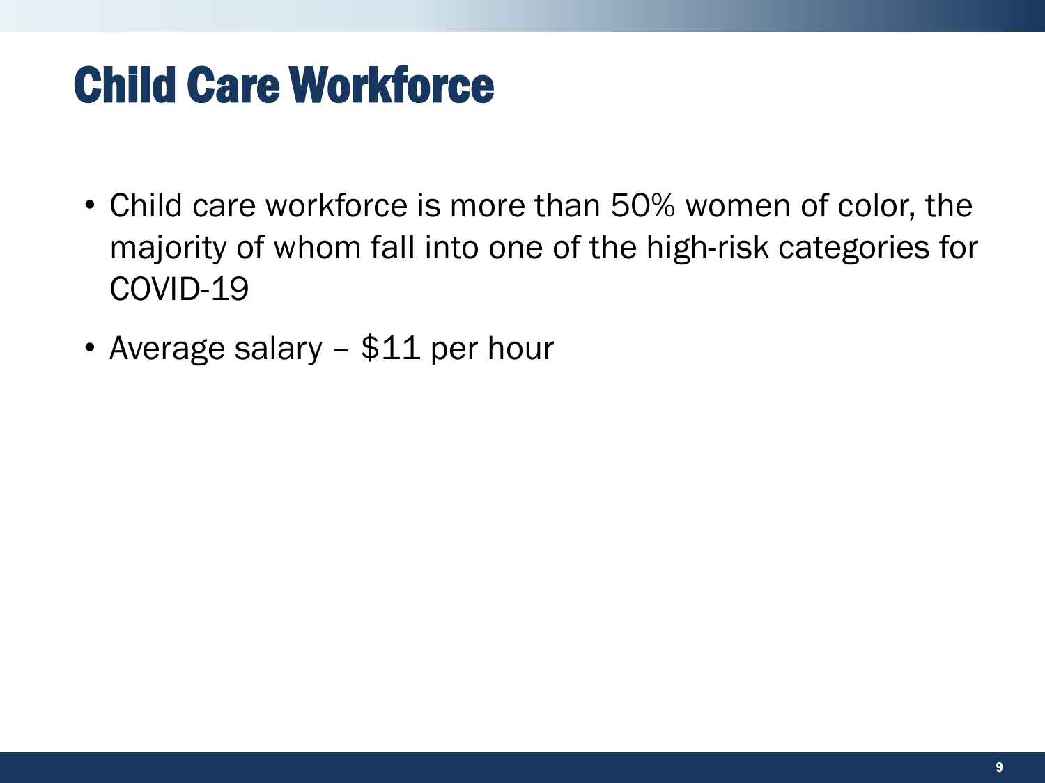# Child Care Workforce

- Child care workforce is more than 50% women of color, the majority of whom fall into one of the high-risk categories for COVID-19
- Average salary – $11 per hour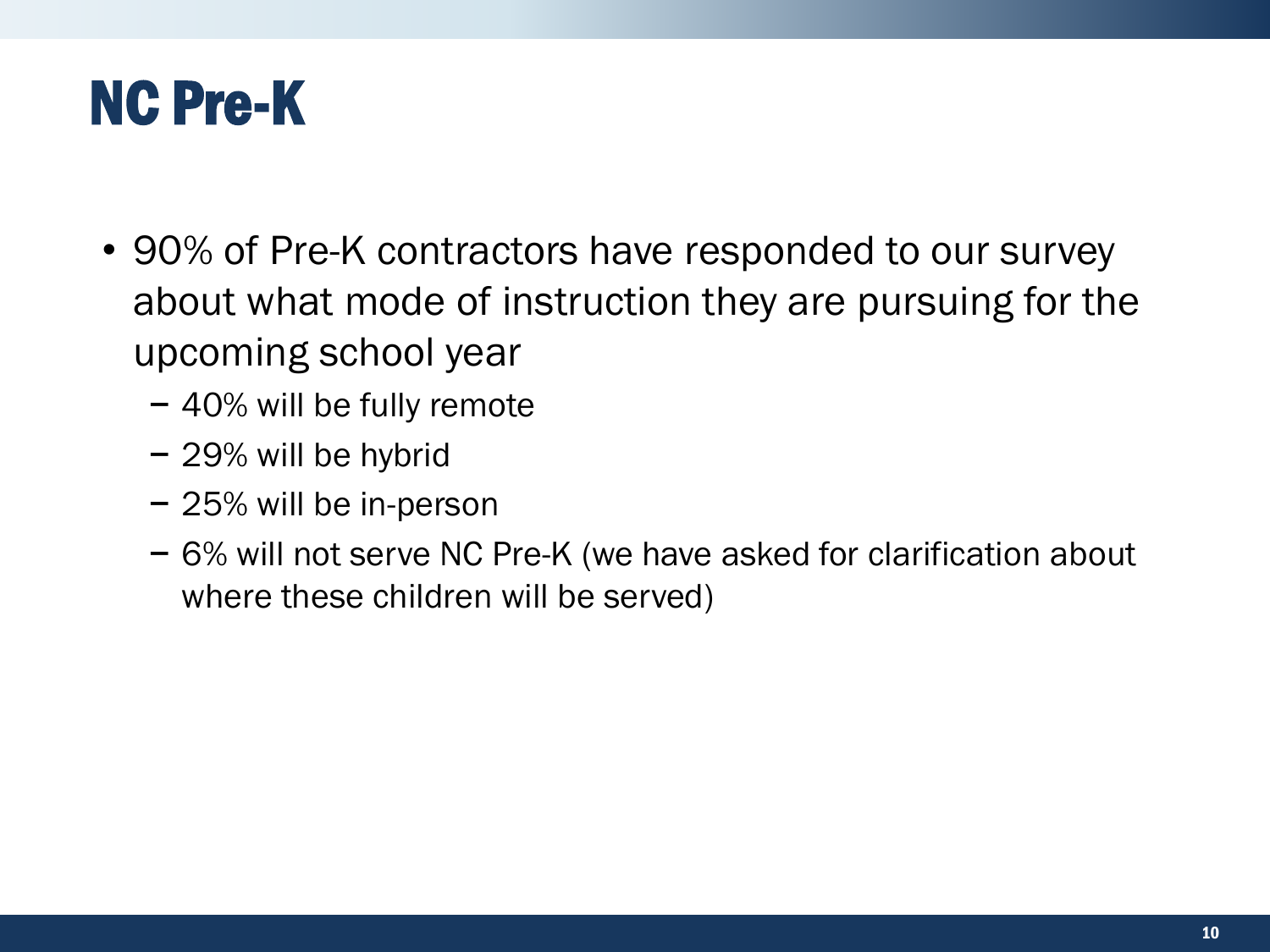# NC Pre-K

- 90% of Pre-K contractors have responded to our survey about what mode of instruction they are pursuing for the upcoming school year
  - 40% will be fully remote
  - 29% will be hybrid
  - 25% will be in-person
  - 6% will not serve NC Pre-K (we have asked for clarification about where these children will be served)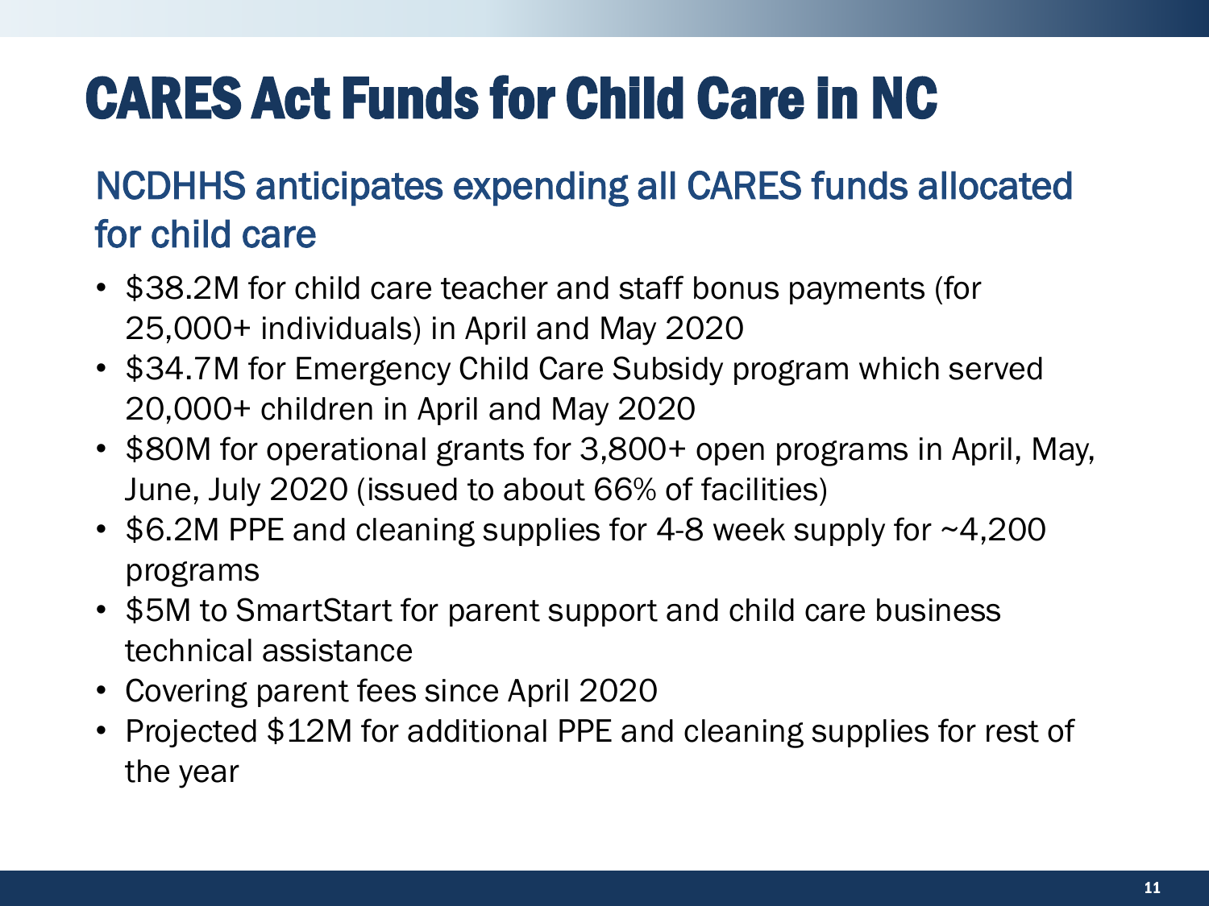# CARES Act Funds for Child Care in NC

## NCDHHS anticipates expending all CARES funds allocated for child care

- $38.2M for child care teacher and staff bonus payments (for 25,000+ individuals) in April and May 2020
- $34.7M for Emergency Child Care Subsidy program which served 20,000+ children in April and May 2020
- $80M for operational grants for 3,800+ open programs in April, May, June, July 2020 (issued to about 66% of facilities)
- $6.2M PPE and cleaning supplies for 4-8 week supply for ~4,200 programs
- $5M to SmartStart for parent support and child care business technical assistance
- Covering parent fees since April 2020
- Projected $12M for additional PPE and cleaning supplies for rest of the year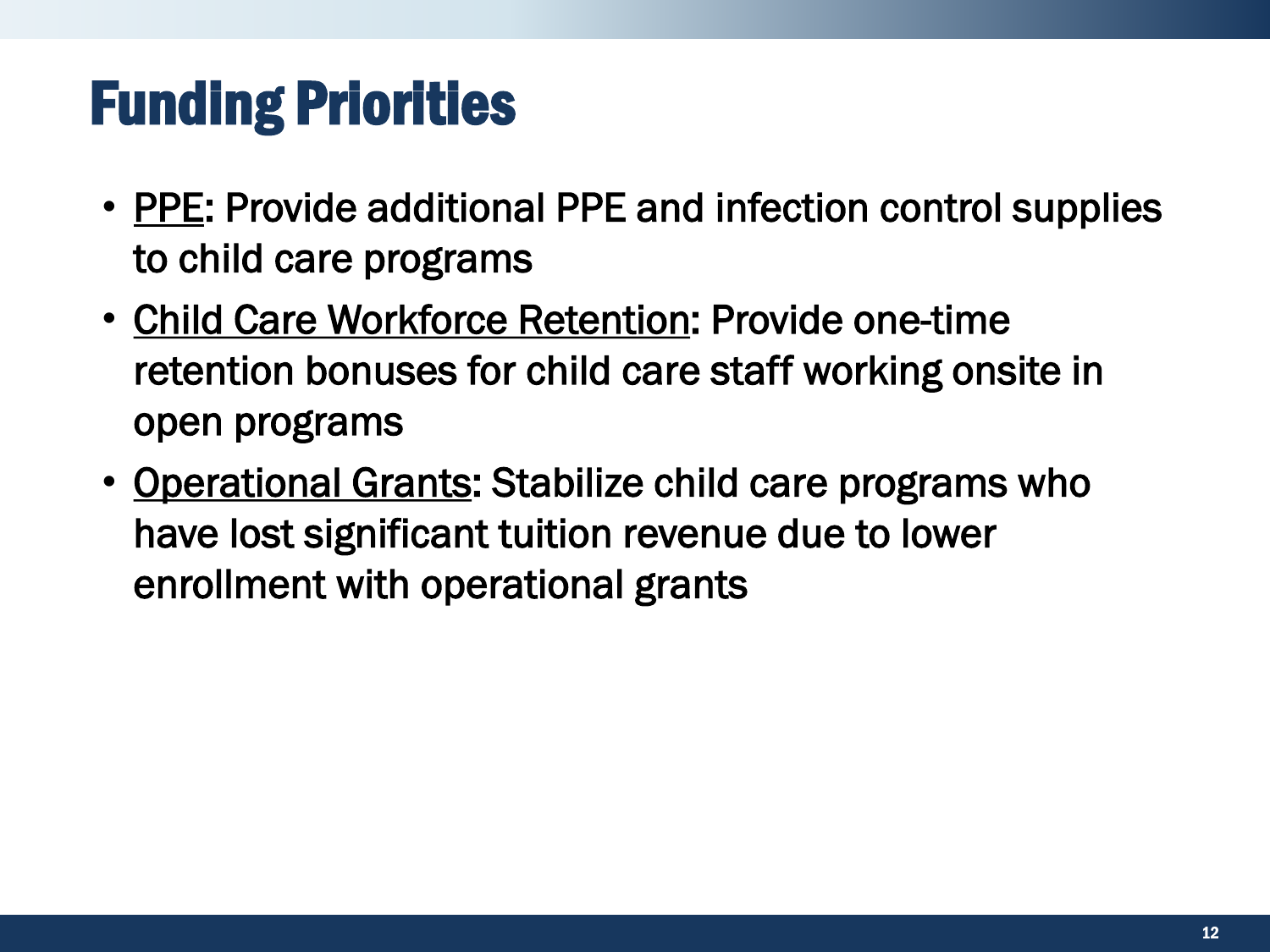# Funding Priorities

- PPE: Provide additional PPE and infection control supplies to child care programs
- Child Care Workforce Retention: Provide one-time retention bonuses for child care staff working onsite in open programs
- Operational Grants: Stabilize child care programs who have lost significant tuition revenue due to lower enrollment with operational grants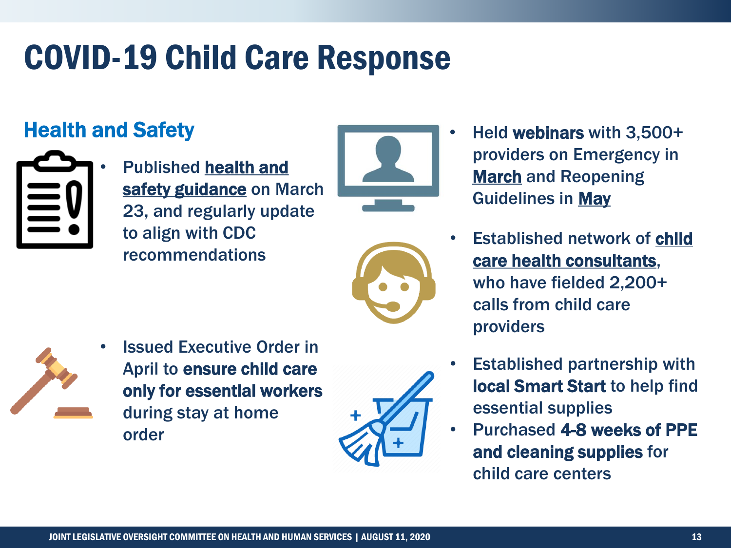# COVID-19 Child Care Response

## Health and Safety

- Published **health and safety guidance** on March 23, and regularly update to align with CDC recommendations
- Issued Executive Order in April to **ensure child care only for essential workers** during stay at home order
- Held **webinars** with 3,500+ providers on Emergency in **March** and Reopening Guidelines in **May**
- Established network of **child care health consultants**, who have fielded 2,200+ calls from child care providers
- Established partnership with **local Smart Start** to help find essential supplies
- Purchased **4-8 weeks of PPE and cleaning supplies** for child care centers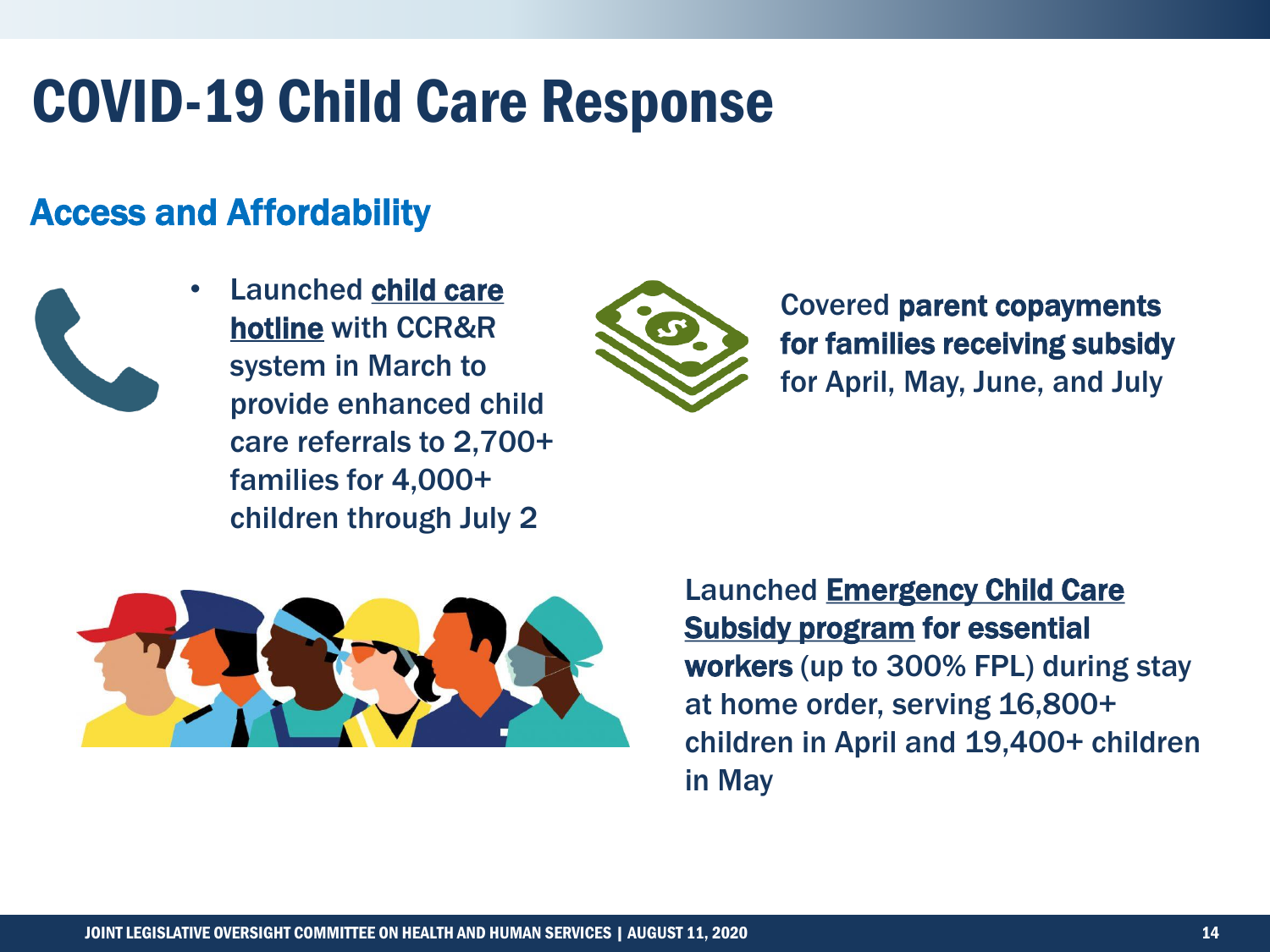# COVID-19 Child Care Response

## Access and Affordability

- Launched **child care hotline** with CCR&R system in March to provide enhanced child care referrals to 2,700+ families for 4,000+ children through July 2

Covered **parent copayments for families receiving subsidy** for April, May, June, and July

Launched **Emergency Child Care Subsidy program for essential workers** (up to 300% FPL) during stay at home order, serving 16,800+ children in April and 19,400+ children in May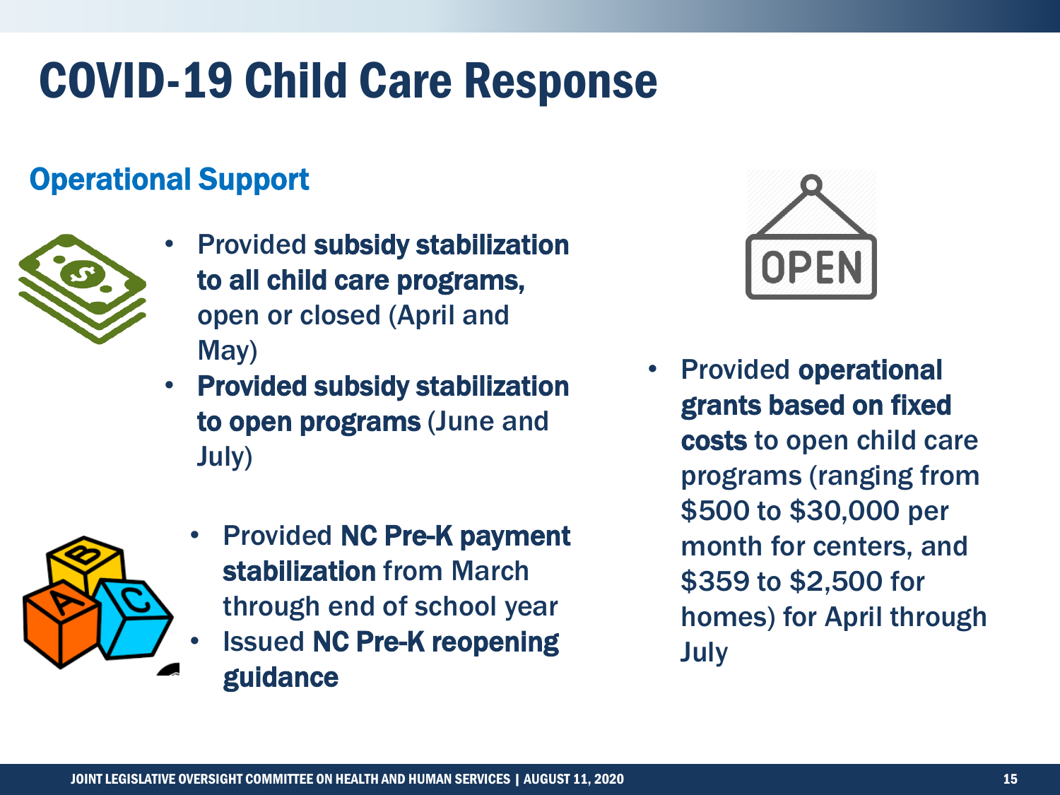# COVID-19 Child Care Response

## Operational Support

- Provided **subsidy stabilization to all child care programs,** open or closed (April and May)
- **Provided subsidy stabilization to open programs** (June and July)

- Provided **NC Pre-K payment stabilization** from March through end of school year
- Issued **NC Pre-K reopening guidance**

- Provided **operational grants based on fixed costs** to open child care programs (ranging from $500 to $30,000 per month for centers, and $359 to $2,500 for homes) for April through July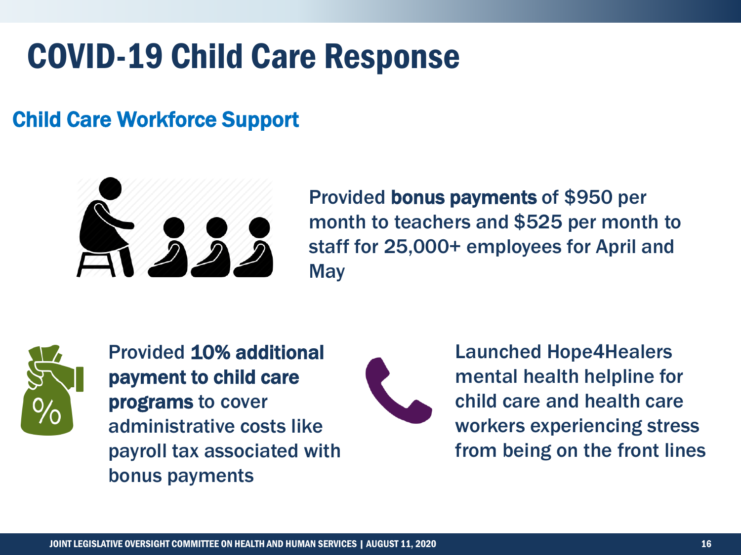# COVID-19 Child Care Response

## Child Care Workforce Support

Provided **bonus payments** of $950 per month to teachers and $525 per month to staff for 25,000+ employees for April and May

Provided **10% additional payment to child care programs** to cover administrative costs like payroll tax associated with bonus payments

Launched Hope4Healers mental health helpline for child care and health care workers experiencing stress from being on the front lines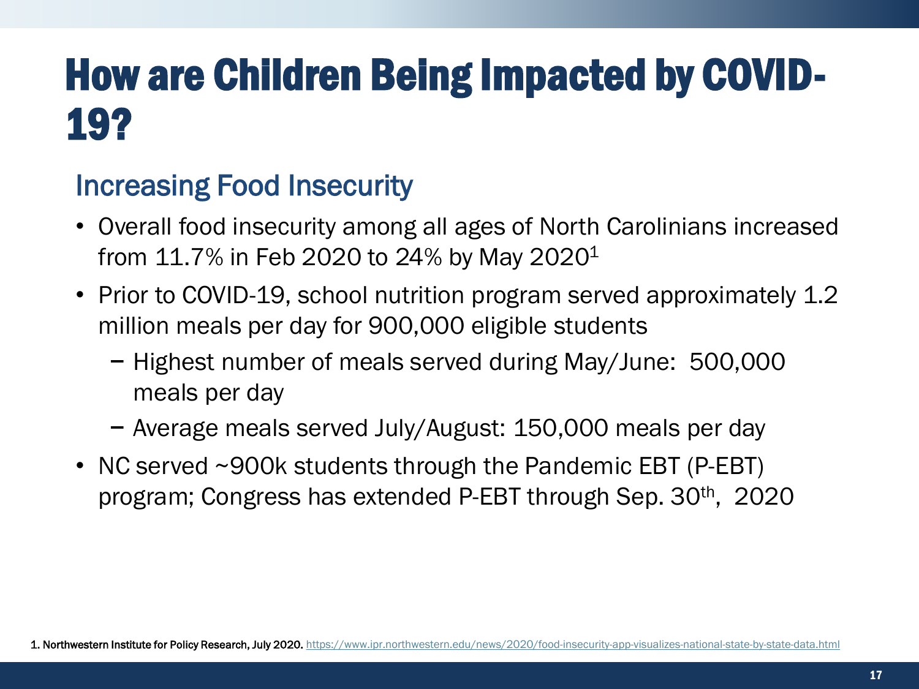# How are Children Being Impacted by COVID-19?

## Increasing Food Insecurity

- Overall food insecurity among all ages of North Carolinians increased from 11.7% in Feb 2020 to 24% by May 2020[1]
- Prior to COVID-19, school nutrition program served approximately 1.2 million meals per day for 900,000 eligible students
  - Highest number of meals served during May/June: 500,000 meals per day
  - Average meals served July/August: 150,000 meals per day
- NC served ~900k students through the Pandemic EBT (P-EBT) program; Congress has extended P-EBT through Sep. 30th, 2020

1. Northwestern Institute for Policy Research, July 2020. https://www.ipr.northwestern.edu/news/2020/food-insecurity-app-visualizes-national-state-by-state-data.html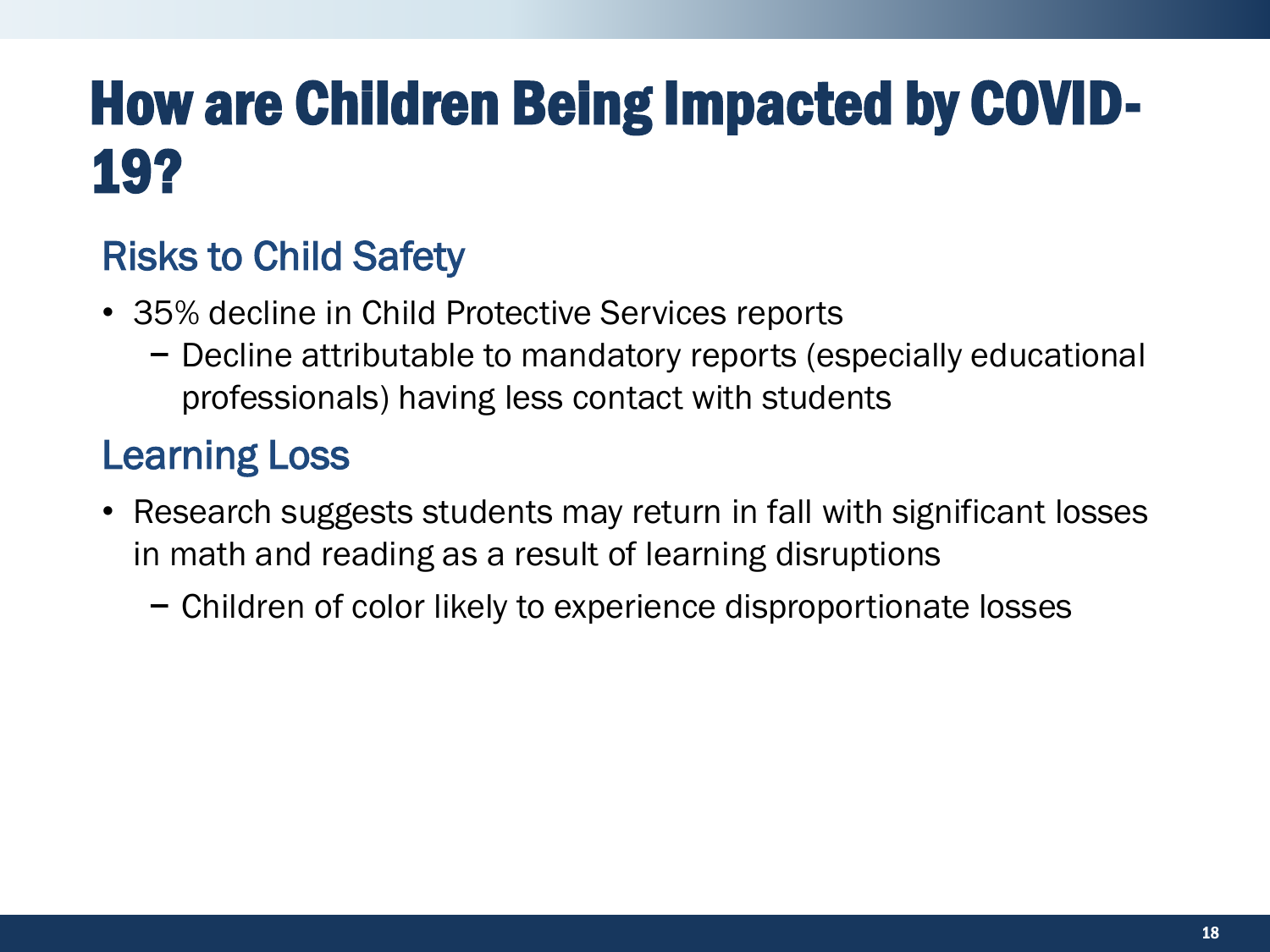# How are Children Being Impacted by COVID-19?

## Risks to Child Safety

- 35% decline in Child Protective Services reports
  - Decline attributable to mandatory reports (especially educational professionals) having less contact with students

## Learning Loss

- Research suggests students may return in fall with significant losses in math and reading as a result of learning disruptions
  - Children of color likely to experience disproportionate losses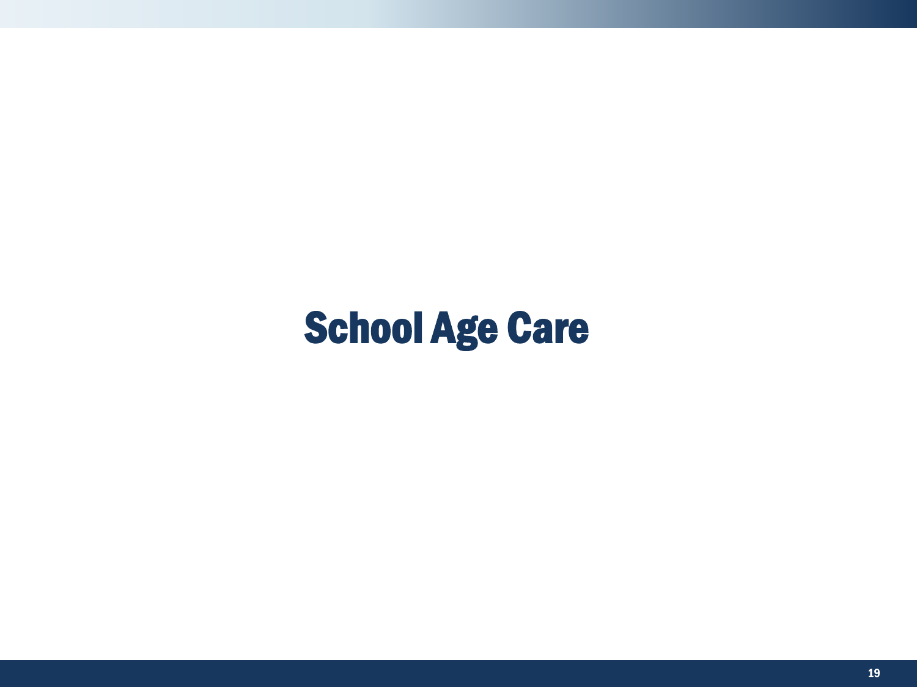# School Age Care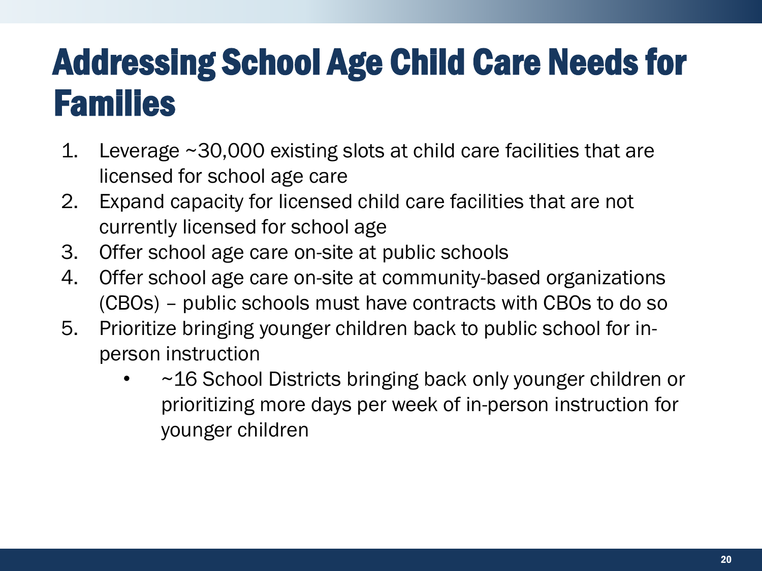# Addressing School Age Child Care Needs for Families

1. Leverage ~30,000 existing slots at child care facilities that are licensed for school age care
2. Expand capacity for licensed child care facilities that are not currently licensed for school age
3. Offer school age care on-site at public schools
4. Offer school age care on-site at community-based organizations (CBOs) – public schools must have contracts with CBOs to do so
5. Prioritize bringing younger children back to public school for in-person instruction
   - ~16 School Districts bringing back only younger children or prioritizing more days per week of in-person instruction for younger children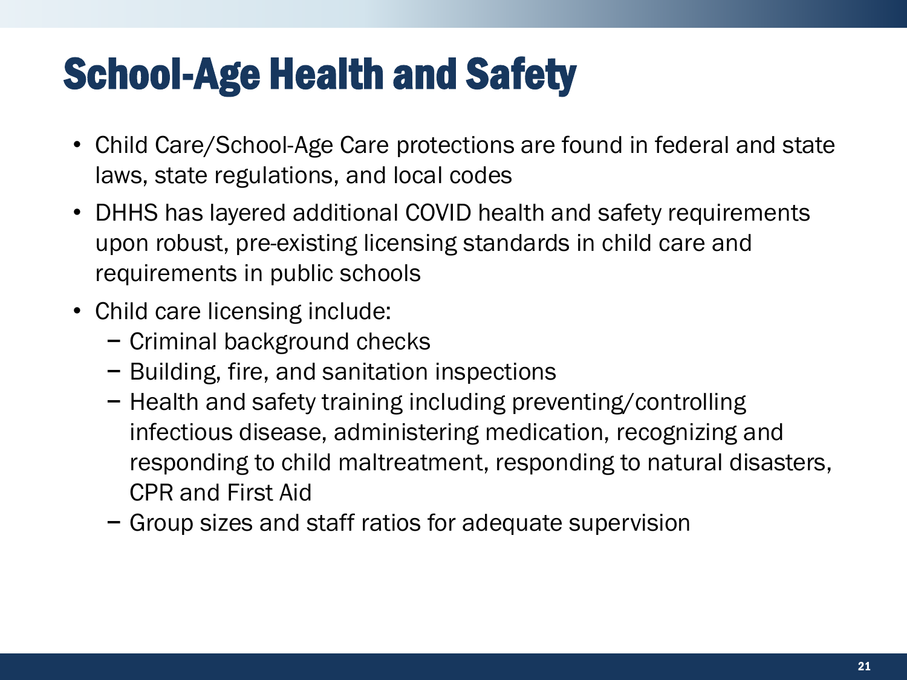# School-Age Health and Safety

- Child Care/School-Age Care protections are found in federal and state laws, state regulations, and local codes
- DHHS has layered additional COVID health and safety requirements upon robust, pre-existing licensing standards in child care and requirements in public schools
- Child care licensing include:
  - Criminal background checks
  - Building, fire, and sanitation inspections
  - Health and safety training including preventing/controlling infectious disease, administering medication, recognizing and responding to child maltreatment, responding to natural disasters, CPR and First Aid
  - Group sizes and staff ratios for adequate supervision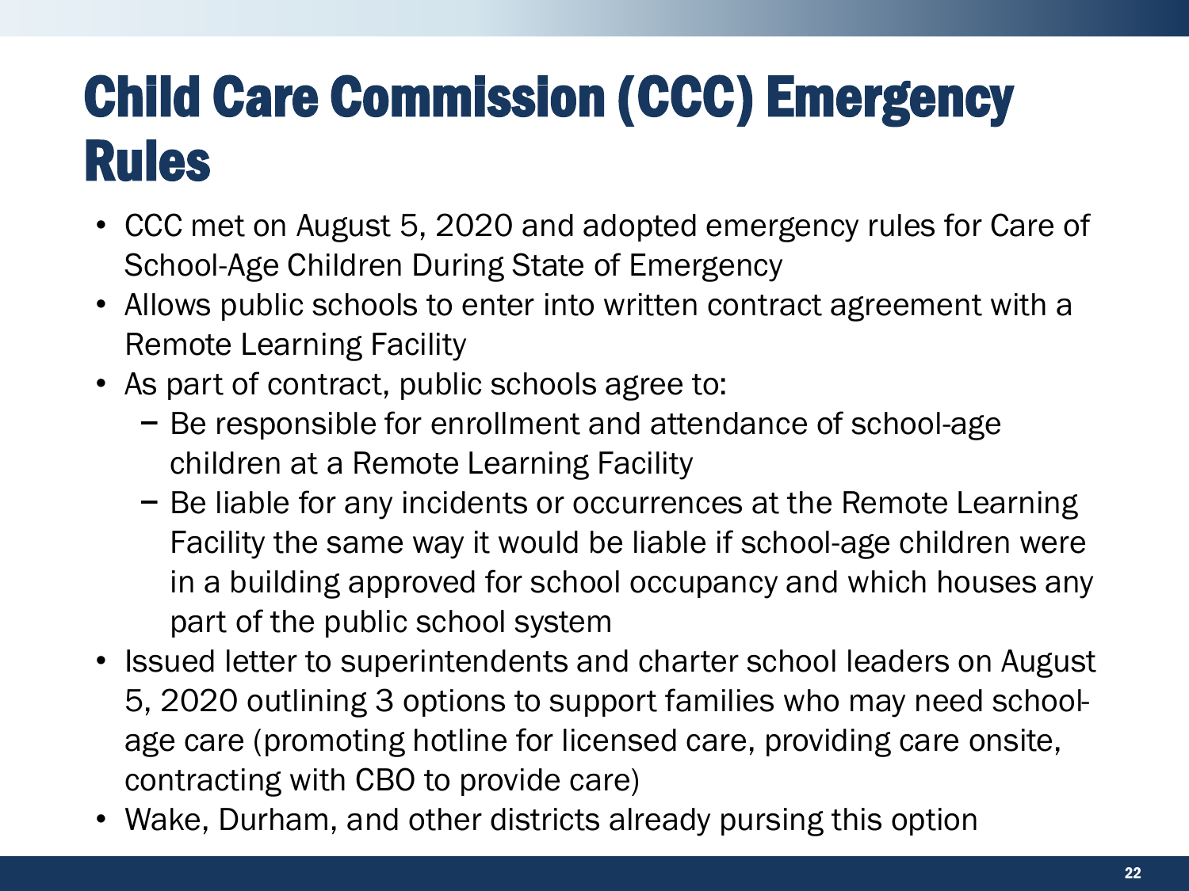# Child Care Commission (CCC) Emergency Rules

- CCC met on August 5, 2020 and adopted emergency rules for Care of School-Age Children During State of Emergency
- Allows public schools to enter into written contract agreement with a Remote Learning Facility
- As part of contract, public schools agree to:
  - Be responsible for enrollment and attendance of school-age children at a Remote Learning Facility
  - Be liable for any incidents or occurrences at the Remote Learning Facility the same way it would be liable if school-age children were in a building approved for school occupancy and which houses any part of the public school system
- Issued letter to superintendents and charter school leaders on August 5, 2020 outlining 3 options to support families who may need school-age care (promoting hotline for licensed care, providing care onsite, contracting with CBO to provide care)
- Wake, Durham, and other districts already pursing this option